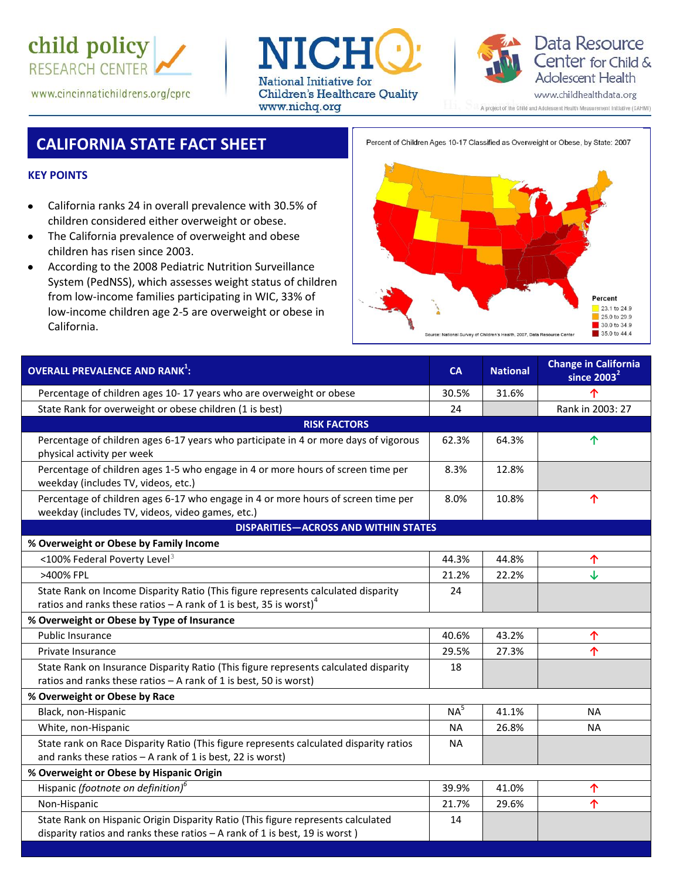child policy RESEARCH CENTER
www.cincinnatichildrens.org/cprc

NICHQ
National Initiative for Children's Healthcare Quality
www.nichq.org

Data Resource Center for Child & Adolescent Health
www.childhealthdata.org
A project of the Child and Adolescent Health Measurement Initiative (CAHMI)

# CALIFORNIA STATE FACT SHEET

## KEY POINTS

- California ranks 24 in overall prevalence with 30.5% of children considered either overweight or obese.
- The California prevalence of overweight and obese children has risen since 2003.
- According to the 2008 Pediatric Nutrition Surveillance System (PedNSS), which assesses weight status of children from low-income families participating in WIC, 33% of low-income children age 2-5 are overweight or obese in California.

Percent of Children Ages 10-17 Classified as Overweight or Obese, by State: 2007

Percent: 23.1 to 24.9; 25.0 to 29.9; 30.0 to 34.9; 35.0 to 44.4

Source: National Survey of Children's Health, 2007, Data Resource Center

| OVERALL PREVALENCE AND RANK[1]: | CA | National | Change in California since 2003[2] |
|---|---|---|---|
| Percentage of children ages 10- 17 years who are overweight or obese | 30.5% | 31.6% | ↑ |
| State Rank for overweight or obese children (1 is best) | 24 | | Rank in 2003: 27 |
| **RISK FACTORS** | | | |
| Percentage of children ages 6-17 years who participate in 4 or more days of vigorous physical activity per week | 62.3% | 64.3% | ↑ |
| Percentage of children ages 1-5 who engage in 4 or more hours of screen time per weekday (includes TV, videos, etc.) | 8.3% | 12.8% | |
| Percentage of children ages 6-17 who engage in 4 or more hours of screen time per weekday (includes TV, videos, video games, etc.) | 8.0% | 10.8% | ↑ |
| **DISPARITIES—ACROSS AND WITHIN STATES** | | | |
| **% Overweight or Obese by Family Income** | | | |
| <100% Federal Poverty Level[3] | 44.3% | 44.8% | ↑ |
| >400% FPL | 21.2% | 22.2% | ↓ |
| State Rank on Income Disparity Ratio (This figure represents calculated disparity ratios and ranks these ratios – A rank of 1 is best, 35 is worst)[4] | 24 | | |
| **% Overweight or Obese by Type of Insurance** | | | |
| Public Insurance | 40.6% | 43.2% | ↑ |
| Private Insurance | 29.5% | 27.3% | ↑ |
| State Rank on Insurance Disparity Ratio (This figure represents calculated disparity ratios and ranks these ratios – A rank of 1 is best, 50 is worst) | 18 | | |
| **% Overweight or Obese by Race** | | | |
| Black, non-Hispanic | NA[5] | 41.1% | NA |
| White, non-Hispanic | NA | 26.8% | NA |
| State rank on Race Disparity Ratio (This figure represents calculated disparity ratios and ranks these ratios – A rank of 1 is best, 22 is worst) | NA | | |
| **% Overweight or Obese by Hispanic Origin** | | | |
| Hispanic *(footnote on definition)*[6] | 39.9% | 41.0% | ↑ |
| Non-Hispanic | 21.7% | 29.6% | ↑ |
| State Rank on Hispanic Origin Disparity Ratio (This figure represents calculated disparity ratios and ranks these ratios – A rank of 1 is best, 19 is worst ) | 14 | | |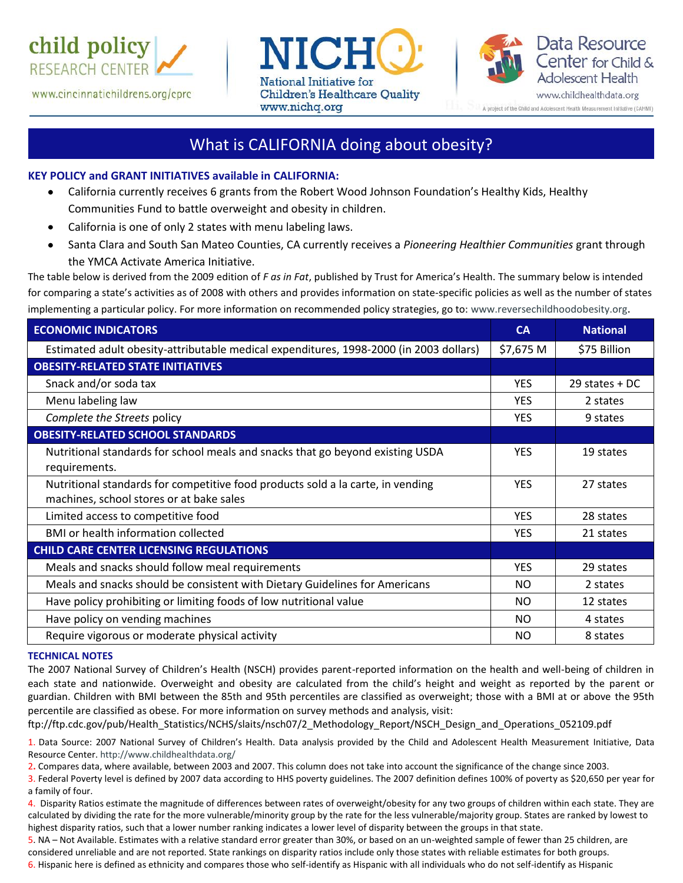child policy RESEARCH CENTER
www.cincinnatichildrens.org/cprc

NICHQ
National Initiative for Children's Healthcare Quality
www.nichq.org

Data Resource Center for Child & Adolescent Health
www.childhealthdata.org
A project of the Child and Adolescent Health Measurement Initiative (CAHMI)

# What is CALIFORNIA doing about obesity?

**KEY POLICY and GRANT INITIATIVES available in CALIFORNIA:**

- California currently receives 6 grants from the Robert Wood Johnson Foundation's Healthy Kids, Healthy Communities Fund to battle overweight and obesity in children.
- California is one of only 2 states with menu labeling laws.
- Santa Clara and South San Mateo Counties, CA currently receives a *Pioneering Healthier Communities* grant through the YMCA Activate America Initiative.

The table below is derived from the 2009 edition of *F as in Fat*, published by Trust for America's Health. The summary below is intended for comparing a state's activities as of 2008 with others and provides information on state-specific policies as well as the number of states implementing a particular policy. For more information on recommended policy strategies, go to: www.reversechildhoodobesity.org.

| ECONOMIC INDICATORS | CA | National |
|---|---|---|
| Estimated adult obesity-attributable medical expenditures, 1998-2000 (in 2003 dollars) | $7,675 M | $75 Billion |
| **OBESITY-RELATED STATE INITIATIVES** | | |
| Snack and/or soda tax | YES | 29 states + DC |
| Menu labeling law | YES | 2 states |
| *Complete the Streets* policy | YES | 9 states |
| **OBESITY-RELATED SCHOOL STANDARDS** | | |
| Nutritional standards for school meals and snacks that go beyond existing USDA requirements. | YES | 19 states |
| Nutritional standards for competitive food products sold a la carte, in vending machines, school stores or at bake sales | YES | 27 states |
| Limited access to competitive food | YES | 28 states |
| BMI or health information collected | YES | 21 states |
| **CHILD CARE CENTER LICENSING REGULATIONS** | | |
| Meals and snacks should follow meal requirements | YES | 29 states |
| Meals and snacks should be consistent with Dietary Guidelines for Americans | NO | 2 states |
| Have policy prohibiting or limiting foods of low nutritional value | NO | 12 states |
| Have policy on vending machines | NO | 4 states |
| Require vigorous or moderate physical activity | NO | 8 states |

**TECHNICAL NOTES**

The 2007 National Survey of Children's Health (NSCH) provides parent-reported information on the health and well-being of children in each state and nationwide. Overweight and obesity are calculated from the child's height and weight as reported by the parent or guardian. Children with BMI between the 85th and 95th percentiles are classified as overweight; those with a BMI at or above the 95th percentile are classified as obese. For more information on survey methods and analysis, visit:
ftp://ftp.cdc.gov/pub/Health_Statistics/NCHS/slaits/nsch07/2_Methodology_Report/NSCH_Design_and_Operations_052109.pdf

1. Data Source: 2007 National Survey of Children's Health. Data analysis provided by the Child and Adolescent Health Measurement Initiative, Data Resource Center. http://www.childhealthdata.org/
2. Compares data, where available, between 2003 and 2007. This column does not take into account the significance of the change since 2003.
3. Federal Poverty level is defined by 2007 data according to HHS poverty guidelines. The 2007 definition defines 100% of poverty as $20,650 per year for a family of four.
4. Disparity Ratios estimate the magnitude of differences between rates of overweight/obesity for any two groups of children within each state. They are calculated by dividing the rate for the more vulnerable/minority group by the rate for the less vulnerable/majority group. States are ranked by lowest to highest disparity ratios, such that a lower number ranking indicates a lower level of disparity between the groups in that state.
5. NA – Not Available. Estimates with a relative standard error greater than 30%, or based on an un-weighted sample of fewer than 25 children, are considered unreliable and are not reported. State rankings on disparity ratios include only those states with reliable estimates for both groups.
6. Hispanic here is defined as ethnicity and compares those who self-identify as Hispanic with all individuals who do not self-identify as Hispanic